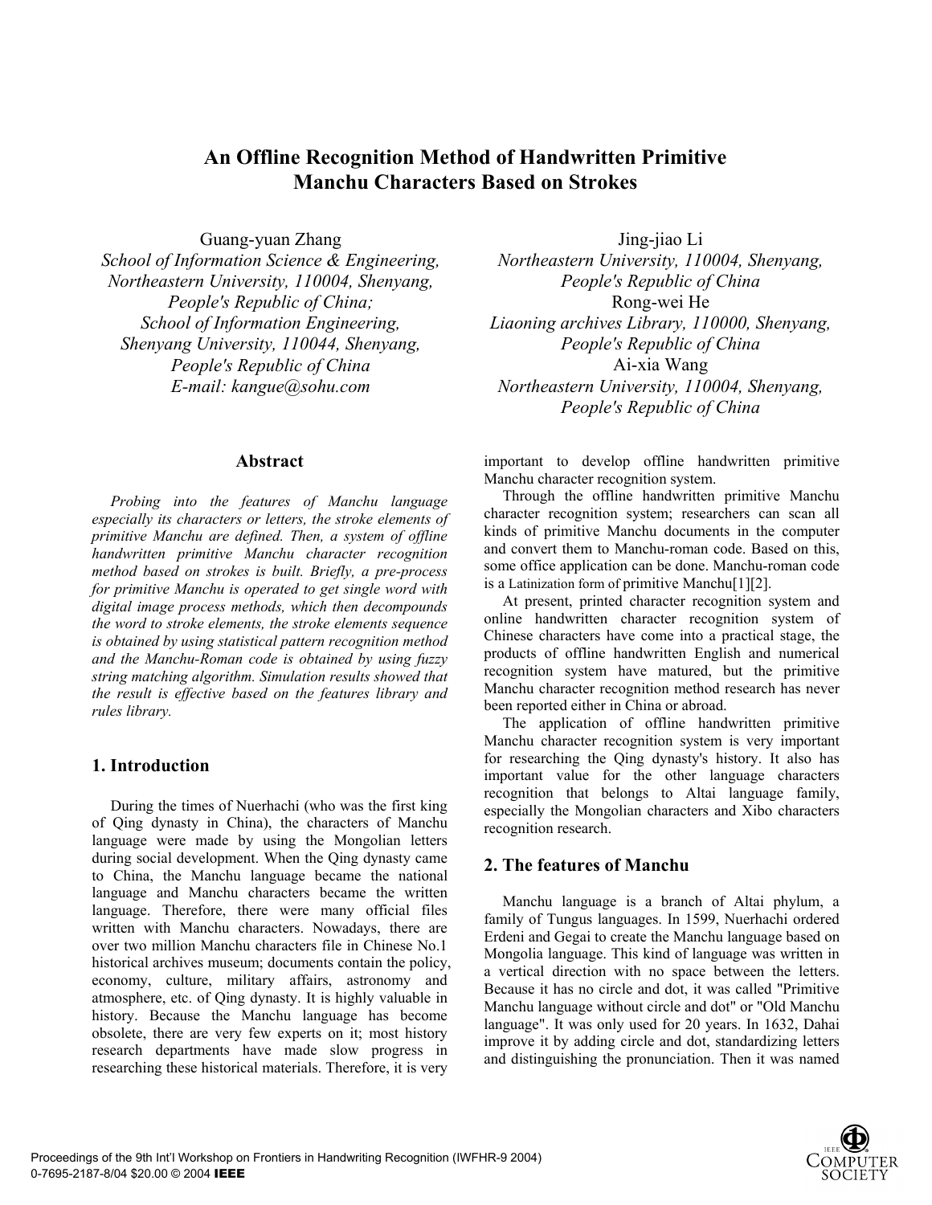# An Offline Recognition Method of Handwritten Primitive Manchu Characters Based on Strokes

Guang-yuan Zhang
*School of Information Science & Engineering, Northeastern University, 110004, Shenyang, People's Republic of China;*
*School of Information Engineering, Shenyang University, 110044, Shenyang, People's Republic of China*
*E-mail: kangue@sohu.com*

Jing-jiao Li
*Northeastern University, 110004, Shenyang, People's Republic of China*

Rong-wei He
*Liaoning archives Library, 110000, Shenyang, People's Republic of China*

Ai-xia Wang
*Northeastern University, 110004, Shenyang, People's Republic of China*

## Abstract

*Probing into the features of Manchu language especially its characters or letters, the stroke elements of primitive Manchu are defined. Then, a system of offline handwritten primitive Manchu character recognition method based on strokes is built. Briefly, a pre-process for primitive Manchu is operated to get single word with digital image process methods, which then decompounds the word to stroke elements, the stroke elements sequence is obtained by using statistical pattern recognition method and the Manchu-Roman code is obtained by using fuzzy string matching algorithm. Simulation results showed that the result is effective based on the features library and rules library.*

## 1. Introduction

During the times of Nuerhachi (who was the first king of Qing dynasty in China), the characters of Manchu language were made by using the Mongolian letters during social development. When the Qing dynasty came to China, the Manchu language became the national language and Manchu characters became the written language. Therefore, there were many official files written with Manchu characters. Nowadays, there are over two million Manchu characters file in Chinese No.1 historical archives museum; documents contain the policy, economy, culture, military affairs, astronomy and atmosphere, etc. of Qing dynasty. It is highly valuable in history. Because the Manchu language has become obsolete, there are very few experts on it; most history research departments have made slow progress in researching these historical materials. Therefore, it is very important to develop offline handwritten primitive Manchu character recognition system.

Through the offline handwritten primitive Manchu character recognition system; researchers can scan all kinds of primitive Manchu documents in the computer and convert them to Manchu-roman code. Based on this, some office application can be done. Manchu-roman code is a Latinization form of primitive Manchu[1][2].

At present, printed character recognition system and online handwritten character recognition system of Chinese characters have come into a practical stage, the products of offline handwritten English and numerical recognition system have matured, but the primitive Manchu character recognition method research has never been reported either in China or abroad.

The application of offline handwritten primitive Manchu character recognition system is very important for researching the Qing dynasty's history. It also has important value for the other language characters recognition that belongs to Altai language family, especially the Mongolian characters and Xibo characters recognition research.

## 2. The features of Manchu

Manchu language is a branch of Altai phylum, a family of Tungus languages. In 1599, Nuerhachi ordered Erdeni and Gegai to create the Manchu language based on Mongolia language. This kind of language was written in a vertical direction with no space between the letters. Because it has no circle and dot, it was called "Primitive Manchu language without circle and dot" or "Old Manchu language". It was only used for 20 years. In 1632, Dahai improve it by adding circle and dot, standardizing letters and distinguishing the pronunciation. Then it was named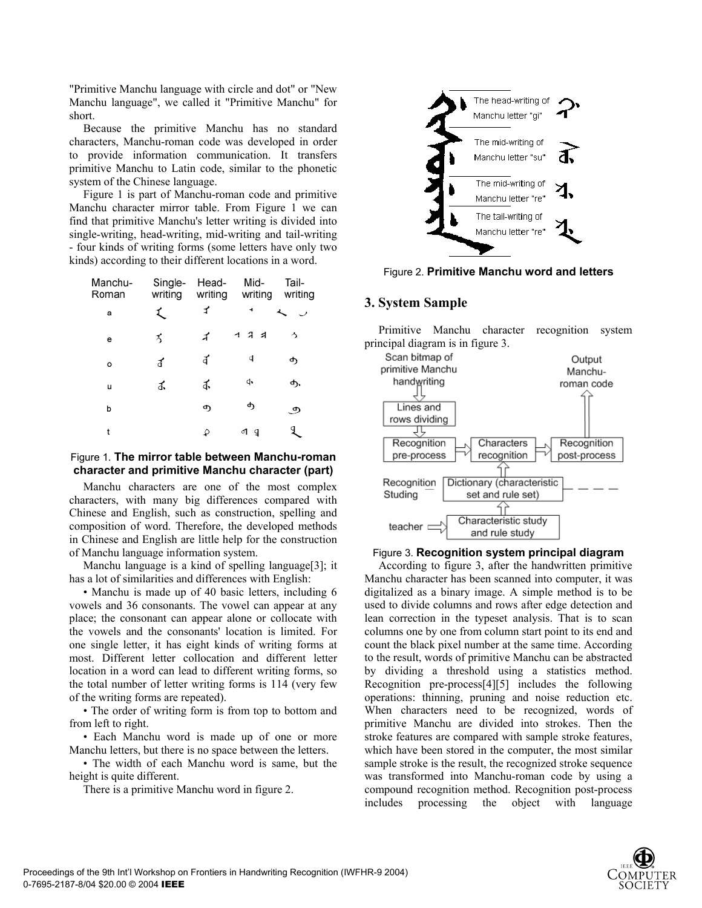"Primitive Manchu language with circle and dot" or "New Manchu language", we called it "Primitive Manchu" for short.

Because the primitive Manchu has no standard characters, Manchu-roman code was developed in order to provide information communication. It transfers primitive Manchu to Latin code, similar to the phonetic system of the Chinese language.

Figure 1 is part of Manchu-roman code and primitive Manchu character mirror table. From Figure 1 we can find that primitive Manchu's letter writing is divided into single-writing, head-writing, mid-writing and tail-writing - four kinds of writing forms (some letters have only two kinds) according to their different locations in a word.

| Manchu-Roman | Single-writing | Head-writing | Mid-writing | Tail-writing |
| --- | --- | --- | --- | --- |
| a | | | | |
| e | | | | |
| o | | | | |
| u | | | | |
| b | | | | |
| t | | | | |

Figure 1. **The mirror table between Manchu-roman character and primitive Manchu character (part)**

Manchu characters are one of the most complex characters, with many big differences compared with Chinese and English, such as construction, spelling and composition of word. Therefore, the developed methods in Chinese and English are little help for the construction of Manchu language information system.

Manchu language is a kind of spelling language[3]; it has a lot of similarities and differences with English:

- Manchu is made up of 40 basic letters, including 6 vowels and 36 consonants. The vowel can appear at any place; the consonant can appear alone or collocate with the vowels and the consonants' location is limited. For one single letter, it has eight kinds of writing forms at most. Different letter collocation and different letter location in a word can lead to different writing forms, so the total number of letter writing forms is 114 (very few of the writing forms are repeated).
- The order of writing form is from top to bottom and from left to right.
- Each Manchu word is made up of one or more Manchu letters, but there is no space between the letters.
- The width of each Manchu word is same, but the height is quite different.

There is a primitive Manchu word in figure 2.

The head-writing of Manchu letter "gi"

The mid-writing of Manchu letter "su"

The mid-writing of Manchu letter "re"

The tail-writing of Manchu letter "re"

Figure 2. **Primitive Manchu word and letters**

## 3. System Sample

Primitive Manchu character recognition system principal diagram is in figure 3.

Scan bitmap of primitive Manchu handwriting → Lines and rows dividing → Recognition pre-process → Characters recognition → Recognition post-process → Output Manchu-roman code

Recognition Studing — Dictionary (characteristic set and rule set)

teacher → Characteristic study and rule study

Figure 3. **Recognition system principal diagram**

According to figure 3, after the handwritten primitive Manchu character has been scanned into computer, it was digitalized as a binary image. A simple method is to be used to divide columns and rows after edge detection and lean correction in the typeset analysis. That is to scan columns one by one from column start point to its end and count the black pixel number at the same time. According to the result, words of primitive Manchu can be abstracted by dividing a threshold using a statistics method. Recognition pre-process[4][5] includes the following operations: thinning, pruning and noise reduction etc. When characters need to be recognized, words of primitive Manchu are divided into strokes. Then the stroke features are compared with sample stroke features, which have been stored in the computer, the most similar sample stroke is the result, the recognized stroke sequence was transformed into Manchu-roman code by using a compound recognition method. Recognition post-process includes processing the object with language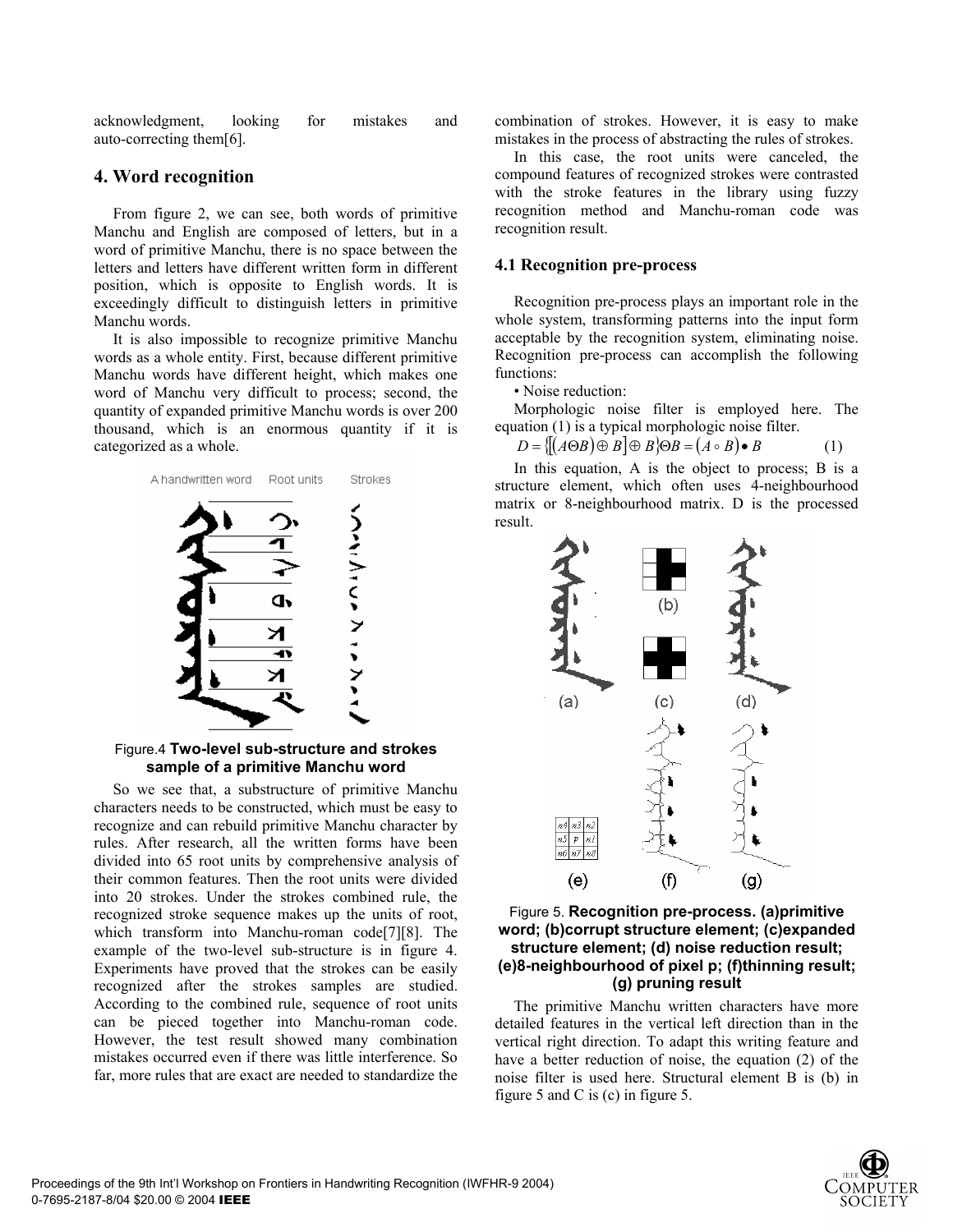acknowledgment, looking for mistakes and auto-correcting them[6].

## 4. Word recognition

From figure 2, we can see, both words of primitive Manchu and English are composed of letters, but in a word of primitive Manchu, there is no space between the letters and letters have different written form in different position, which is opposite to English words. It is exceedingly difficult to distinguish letters in primitive Manchu words.

It is also impossible to recognize primitive Manchu words as a whole entity. First, because different primitive Manchu words have different height, which makes one word of Manchu very difficult to process; second, the quantity of expanded primitive Manchu words is over 200 thousand, which is an enormous quantity if it is categorized as a whole.

Figure.4 **Two-level sub-structure and strokes sample of a primitive Manchu word**

So we see that, a substructure of primitive Manchu characters needs to be constructed, which must be easy to recognize and can rebuild primitive Manchu character by rules. After research, all the written forms have been divided into 65 root units by comprehensive analysis of their common features. Then the root units were divided into 20 strokes. Under the strokes combined rule, the recognized stroke sequence makes up the units of root, which transform into Manchu-roman code[7][8]. The example of the two-level sub-structure is in figure 4. Experiments have proved that the strokes can be easily recognized after the strokes samples are studied. According to the combined rule, sequence of root units can be pieced together into Manchu-roman code. However, the test result showed many combination mistakes occurred even if there was little interference. So far, more rules that are exact are needed to standardize the combination of strokes. However, it is easy to make mistakes in the process of abstracting the rules of strokes.

In this case, the root units were canceled, the compound features of recognized strokes were contrasted with the stroke features in the library using fuzzy recognition method and Manchu-roman code was recognition result.

### 4.1 Recognition pre-process

Recognition pre-process plays an important role in the whole system, transforming patterns into the input form acceptable by the recognition system, eliminating noise. Recognition pre-process can accomplish the following functions:

• Noise reduction:

Morphologic noise filter is employed here. The equation (1) is a typical morphologic noise filter.

$$D = \{[(A \Theta B) \oplus B] \oplus B\} \Theta B = (A \circ B) \bullet B \qquad (1)$$

In this equation, A is the object to process; B is a structure element, which often uses 4-neighbourhood matrix or 8-neighbourhood matrix. D is the processed result.

Figure 5. **Recognition pre-process. (a)primitive word; (b)corrupt structure element; (c)expanded structure element; (d) noise reduction result; (e)8-neighbourhood of pixel p; (f)thinning result; (g) pruning result**

The primitive Manchu written characters have more detailed features in the vertical left direction than in the vertical right direction. To adapt this writing feature and have a better reduction of noise, the equation (2) of the noise filter is used here. Structural element B is (b) in figure 5 and C is (c) in figure 5.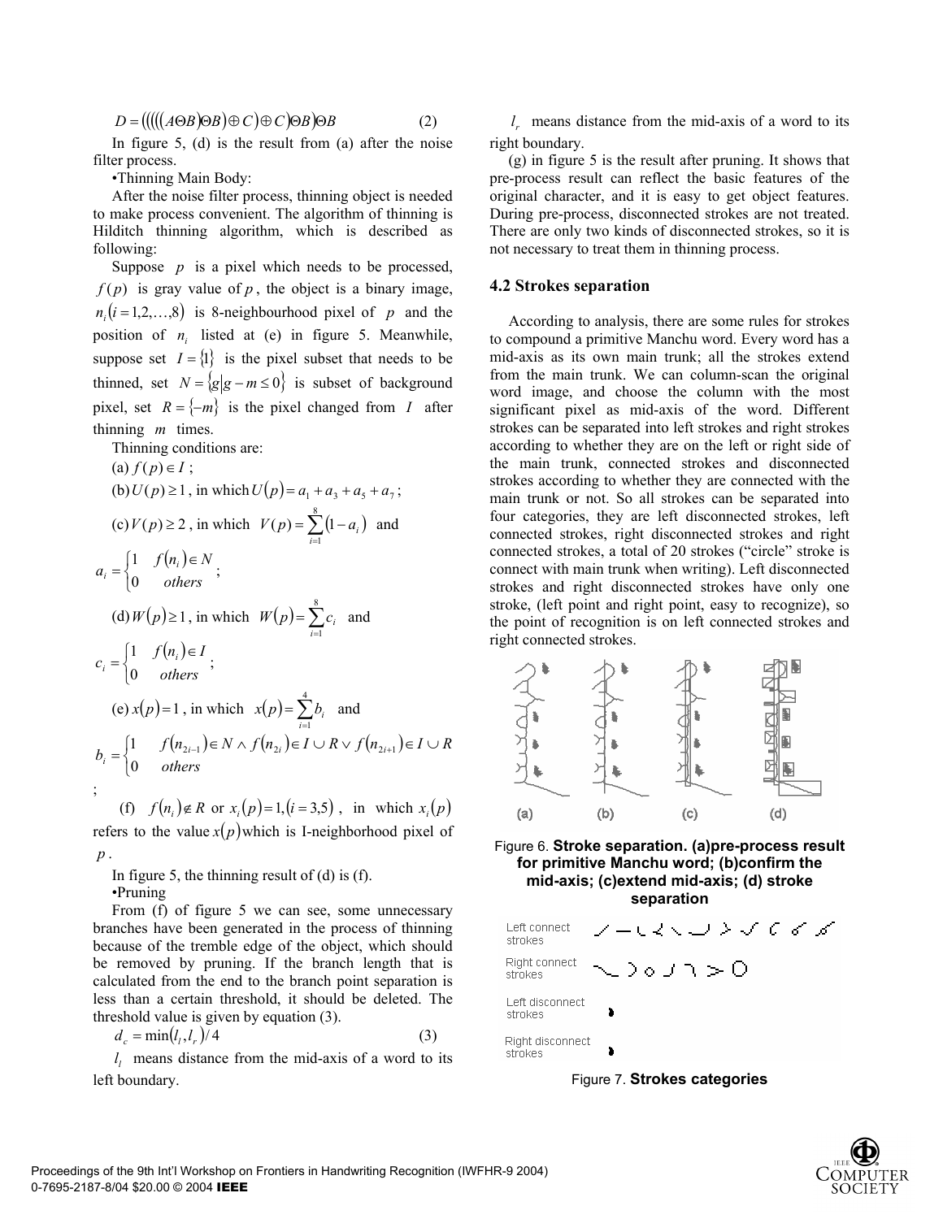$$D = (((((A \Theta B) \Theta B) \oplus C) \oplus C) \Theta B) \Theta B \quad (2)$$

In figure 5, (d) is the result from (a) after the noise filter process.

•Thinning Main Body:

After the noise filter process, thinning object is needed to make process convenient. The algorithm of thinning is Hilditch thinning algorithm, which is described as following:

Suppose $p$ is a pixel which needs to be processed, $f(p)$ is gray value of $p$, the object is a binary image, $n_i (i = 1,2,\ldots,8)$ is 8-neighbourhood pixel of $p$ and the position of $n_i$ listed at (e) in figure 5. Meanwhile, suppose set $I = \{1\}$ is the pixel subset that needs to be thinned, set $N = \{g | g - m \leq 0\}$ is subset of background pixel, set $R = \{-m\}$ is the pixel changed from $I$ after thinning $m$ times.

Thinning conditions are:

(a) $f(p) \in I$ ;

(b) $U(p) \geq 1$, in which $U(p) = a_1 + a_3 + a_5 + a_7$ ;

(c) $V(p) \geq 2$, in which $V(p) = \sum_{i=1}^{8} (1 - a_i)$ and

$$a_i = \begin{cases} 1 & f(n_i) \in N \\ 0 & others \end{cases};$$

(d) $W(p) \geq 1$, in which $W(p) = \sum_{i=1}^{8} c_i$ and

$$c_i = \begin{cases} 1 & f(n_i) \in I \\ 0 & others \end{cases};$$

(e) $x(p) = 1$, in which $x(p) = \sum_{i=1}^{4} b_i$ and

$$b_i = \begin{cases} 1 & f(n_{2i-1}) \in N \wedge f(n_{2i}) \in I \cup R \vee f(n_{2i+1}) \in I \cup R \\ 0 & others \end{cases};$$

(f) $f(n_i) \notin R$ or $x_i(p) = 1, (i = 3,5)$, in which $x_i(p)$ refers to the value $x(p)$ which is I-neighborhood pixel of $p$.

In figure 5, the thinning result of (d) is (f).

•Pruning

From (f) of figure 5 we can see, some unnecessary branches have been generated in the process of thinning because of the tremble edge of the object, which should be removed by pruning. If the branch length that is calculated from the end to the branch point separation is less than a certain threshold, it should be deleted. The threshold value is given by equation (3).

$$d_c = \min(l_l, l_r)/4 \quad (3)$$

$l_l$ means distance from the mid-axis of a word to its left boundary.

$l_r$ means distance from the mid-axis of a word to its right boundary.

(g) in figure 5 is the result after pruning. It shows that pre-process result can reflect the basic features of the original character, and it is easy to get object features. During pre-process, disconnected strokes are not treated. There are only two kinds of disconnected strokes, so it is not necessary to treat them in thinning process.

### 4.2 Strokes separation

According to analysis, there are some rules for strokes to compound a primitive Manchu word. Every word has a mid-axis as its own main trunk; all the strokes extend from the main trunk. We can column-scan the original word image, and choose the column with the most significant pixel as mid-axis of the word. Different strokes can be separated into left strokes and right strokes according to whether they are on the left or right side of the main trunk, connected strokes and disconnected strokes according to whether they are connected with the main trunk or not. So all strokes can be separated into four categories, they are left disconnected strokes, left connected strokes, right disconnected strokes and right connected strokes, a total of 20 strokes ("circle" stroke is connect with main trunk when writing). Left disconnected strokes and right disconnected strokes have only one stroke, (left point and right point, easy to recognize), so the point of recognition is on left connected strokes and right connected strokes.

(a) (b) (c) (d)

Figure 6. **Stroke separation. (a)pre-process result for primitive Manchu word; (b)confirm the mid-axis; (c)extend mid-axis; (d) stroke separation**

Left connect strokes

Right connect strokes

Left disconnect strokes

Right disconnect strokes

Figure 7. **Strokes categories**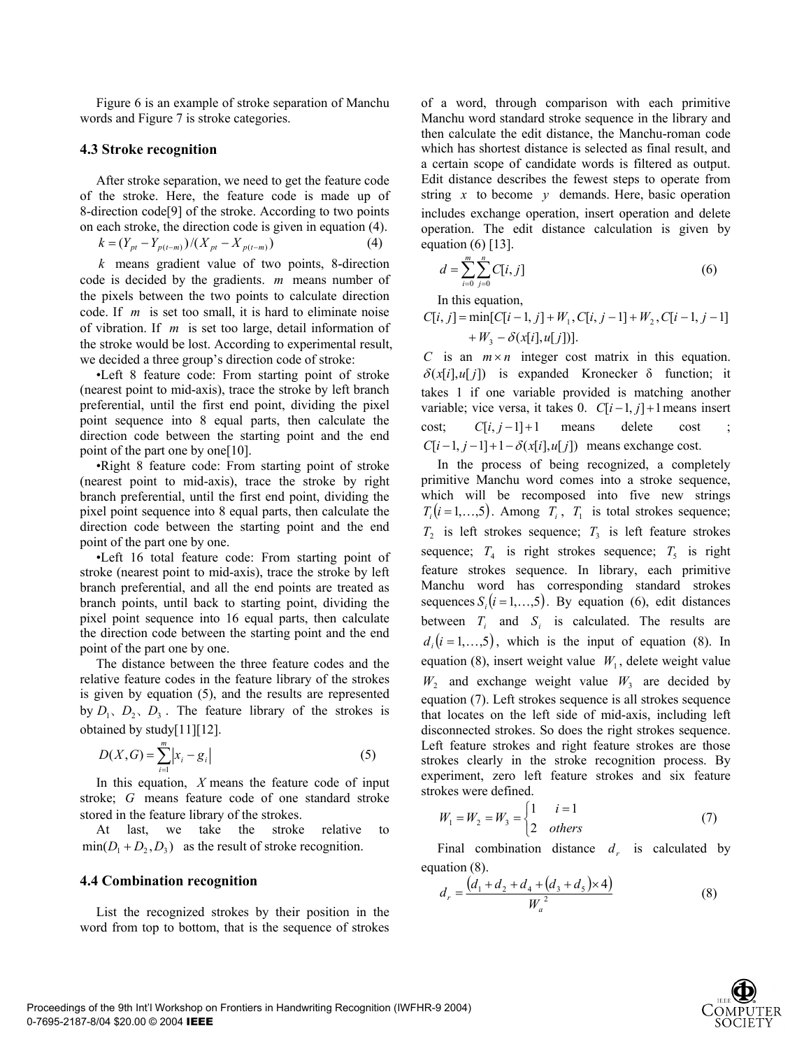Figure 6 is an example of stroke separation of Manchu words and Figure 7 is stroke categories.

### 4.3 Stroke recognition

After stroke separation, we need to get the feature code of the stroke. Here, the feature code is made up of 8-direction code[9] of the stroke. According to two points on each stroke, the direction code is given in equation (4).

$$k = (Y_{pt} - Y_{p(t-m)}) / (X_{pt} - X_{p(t-m)}) \tag{4}$$

$k$ means gradient value of two points, 8-direction code is decided by the gradients. $m$ means number of the pixels between the two points to calculate direction code. If $m$ is set too small, it is hard to eliminate noise of vibration. If $m$ is set too large, detail information of the stroke would be lost. According to experimental result, we decided a three group's direction code of stroke:

•Left 8 feature code: From starting point of stroke (nearest point to mid-axis), trace the stroke by left branch preferential, until the first end point, dividing the pixel point sequence into 8 equal parts, then calculate the direction code between the starting point and the end point of the part one by one[10].

•Right 8 feature code: From starting point of stroke (nearest point to mid-axis), trace the stroke by right branch preferential, until the first end point, dividing the pixel point sequence into 8 equal parts, then calculate the direction code between the starting point and the end point of the part one by one.

•Left 16 total feature code: From starting point of stroke (nearest point to mid-axis), trace the stroke by left branch preferential, and all the end points are treated as branch points, until back to starting point, dividing the pixel point sequence into 16 equal parts, then calculate the direction code between the starting point and the end point of the part one by one.

The distance between the three feature codes and the relative feature codes in the feature library of the strokes is given by equation (5), and the results are represented by $D_1$、$D_2$、$D_3$. The feature library of the strokes is obtained by study[11][12].

$$D(X, G) = \sum_{i=1}^{m} |x_i - g_i| \tag{5}$$

In this equation, $X$ means the feature code of input stroke; $G$ means feature code of one standard stroke stored in the feature library of the strokes.

At last, we take the stroke relative to $\min(D_1 + D_2, D_3)$ as the result of stroke recognition.

### 4.4 Combination recognition

List the recognized strokes by their position in the word from top to bottom, that is the sequence of strokes of a word, through comparison with each primitive Manchu word standard stroke sequence in the library and then calculate the edit distance, the Manchu-roman code which has shortest distance is selected as final result, and a certain scope of candidate words is filtered as output. Edit distance describes the fewest steps to operate from string $x$ to become $y$ demands. Here, basic operation includes exchange operation, insert operation and delete operation. The edit distance calculation is given by equation (6) [13].

$$d = \sum_{i=0}^{m} \sum_{j=0}^{n} C[i, j] \tag{6}$$

In this equation,

$$C[i, j] = \min[C[i-1, j] + W_1, C[i, j-1] + W_2, C[i-1, j-1] + W_3 - \delta(x[i], u[j])].$$

$C$ is an $m \times n$ integer cost matrix in this equation. $\delta(x[i], u[j])$ is expanded Kronecker δ function; it takes 1 if one variable provided is matching another variable; vice versa, it takes 0. $C[i-1, j] + 1$ means insert cost; $C[i, j-1] + 1$ means delete cost ; $C[i-1, j-1] + 1 - \delta(x[i], u[j])$ means exchange cost.

In the process of being recognized, a completely primitive Manchu word comes into a stroke sequence, which will be recomposed into five new strings $T_i(i = 1, \ldots, 5)$. Among $T_i$, $T_1$ is total strokes sequence; $T_2$ is left strokes sequence; $T_3$ is left feature strokes sequence; $T_4$ is right strokes sequence; $T_5$ is right feature strokes sequence. In library, each primitive Manchu word has corresponding standard strokes sequences $S_i(i = 1, \ldots, 5)$. By equation (6), edit distances between $T_i$ and $S_i$ is calculated. The results are $d_i(i = 1, \ldots, 5)$, which is the input of equation (8). In equation (8), insert weight value $W_1$, delete weight value $W_2$ and exchange weight value $W_3$ are decided by equation (7). Left strokes sequence is all strokes sequence that locates on the left side of mid-axis, including left disconnected strokes. So does the right strokes sequence. Left feature strokes and right feature strokes are those strokes clearly in the stroke recognition process. By experiment, zero left feature strokes and six feature strokes were defined.

$$W_1 = W_2 = W_3 = \begin{cases} 1 & i = 1 \\ 2 & others \end{cases} \tag{7}$$

Final combination distance $d_r$ is calculated by equation (8).

$$d_r = \frac{(d_1 + d_2 + d_4 + (d_3 + d_5) \times 4)}{W_a^{\,2}} \tag{8}$$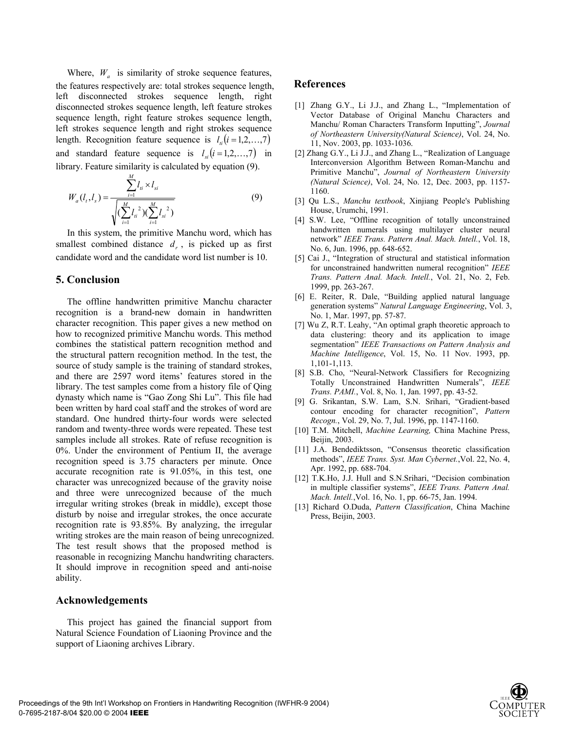Where, $W_a$ is similarity of stroke sequence features, the features respectively are: total strokes sequence length, left disconnected strokes sequence length, right disconnected strokes sequence length, left feature strokes sequence length, right feature strokes sequence length, left strokes sequence length and right strokes sequence length. Recognition feature sequence is $l_{ti}(i=1,2,\ldots,7)$ and standard feature sequence is $l_{si}(i=1,2,\ldots,7)$ in library. Feature similarity is calculated by equation (9).

$$W_a(l_t, l_s) = \frac{\sum_{i=1}^{M} l_{ti} \times l_{si}}{\sqrt{(\sum_{i=1}^{M} l_{ti}^{\,2})(\sum_{i=1}^{M} l_{si}^{\,2})}} \tag{9}$$

In this system, the primitive Manchu word, which has smallest combined distance $d_r$, is picked up as first candidate word and the candidate word list number is 10.

## 5. Conclusion

The offline handwritten primitive Manchu character recognition is a brand-new domain in handwritten character recognition. This paper gives a new method on how to recognized primitive Manchu words. This method combines the statistical pattern recognition method and the structural pattern recognition method. In the test, the source of study sample is the training of standard strokes, and there are 2597 word items' features stored in the library. The test samples come from a history file of Qing dynasty which name is "Gao Zong Shi Lu". This file had been written by hard coal staff and the strokes of word are standard. One hundred thirty-four words were selected random and twenty-three words were repeated. These test samples include all strokes. Rate of refuse recognition is 0%. Under the environment of Pentium II, the average recognition speed is 3.75 characters per minute. Once accurate recognition rate is 91.05%, in this test, one character was unrecognized because of the gravity noise and three were unrecognized because of the much irregular writing strokes (break in middle), except those disturb by noise and irregular strokes, the once accurate recognition rate is 93.85%. By analyzing, the irregular writing strokes are the main reason of being unrecognized. The test result shows that the proposed method is reasonable in recognizing Manchu handwriting characters. It should improve in recognition speed and anti-noise ability.

## Acknowledgements

This project has gained the financial support from Natural Science Foundation of Liaoning Province and the support of Liaoning archives Library.

## References

[1] Zhang G.Y., Li J.J., and Zhang L., "Implementation of Vector Database of Original Manchu Characters and Manchu/ Roman Characters Transform Inputting", *Journal of Northeastern University(Natural Science)*, Vol. 24, No. 11, Nov. 2003, pp. 1033-1036.

[2] Zhang G.Y., Li J.J., and Zhang L., "Realization of Language Interconversion Algorithm Between Roman-Manchu and Primitive Manchu", *Journal of Northeastern University (Natural Science)*, Vol. 24, No. 12, Dec. 2003, pp. 1157-1160.

[3] Qu L.S., *Manchu textbook*, Xinjiang People's Publishing House, Urumchi, 1991.

[4] S.W. Lee, "Offline recognition of totally unconstrained handwritten numerals using multilayer cluster neural network" *IEEE Trans. Pattern Anal. Mach. Intell.*, Vol. 18, No. 6, Jun. 1996, pp. 648-652.

[5] Cai J., "Integration of structural and statistical information for unconstrained handwritten numeral recognition" *IEEE Trans. Pattern Anal. Mach. Intell.*, Vol. 21, No. 2, Feb. 1999, pp. 263-267.

[6] E. Reiter, R. Dale, "Building applied natural language generation systems" *Natural Language Engineering*, Vol. 3, No. 1, Mar. 1997, pp. 57-87.

[7] Wu Z, R.T. Leahy, "An optimal graph theoretic approach to data clustering: theory and its application to image segmentation" *IEEE Transactions on Pattern Analysis and Machine Intelligence*, Vol. 15, No. 11 Nov. 1993, pp. 1,101-1,113.

[8] S.B. Cho, "Neural-Network Classifiers for Recognizing Totally Unconstrained Handwritten Numerals", *IEEE Trans. PAMI.*, Vol. 8, No. 1, Jan. 1997, pp. 43-52.

[9] G. Srikantan, S.W. Lam, S.N. Srihari, "Gradient-based contour encoding for character recognition", *Pattern Recogn.*, Vol. 29, No. 7, Jul. 1996, pp. 1147-1160.

[10] T.M. Mitchell, *Machine Learning,* China Machine Press, Beijin, 2003.

[11] J.A. Bendediktsson, "Consensus theoretic classification methods", *IEEE Trans. Syst. Man Cybernet.*,Vol. 22, No. 4, Apr. 1992, pp. 688-704.

[12] T.K.Ho, J.J. Hull and S.N.Srihari, "Decision combination in multiple classifier systems", *IEEE Trans. Pattern Anal. Mach. Intell.*,Vol. 16, No. 1, pp. 66-75, Jan. 1994.

[13] Richard O.Duda, *Pattern Classification*, China Machine Press, Beijin, 2003.